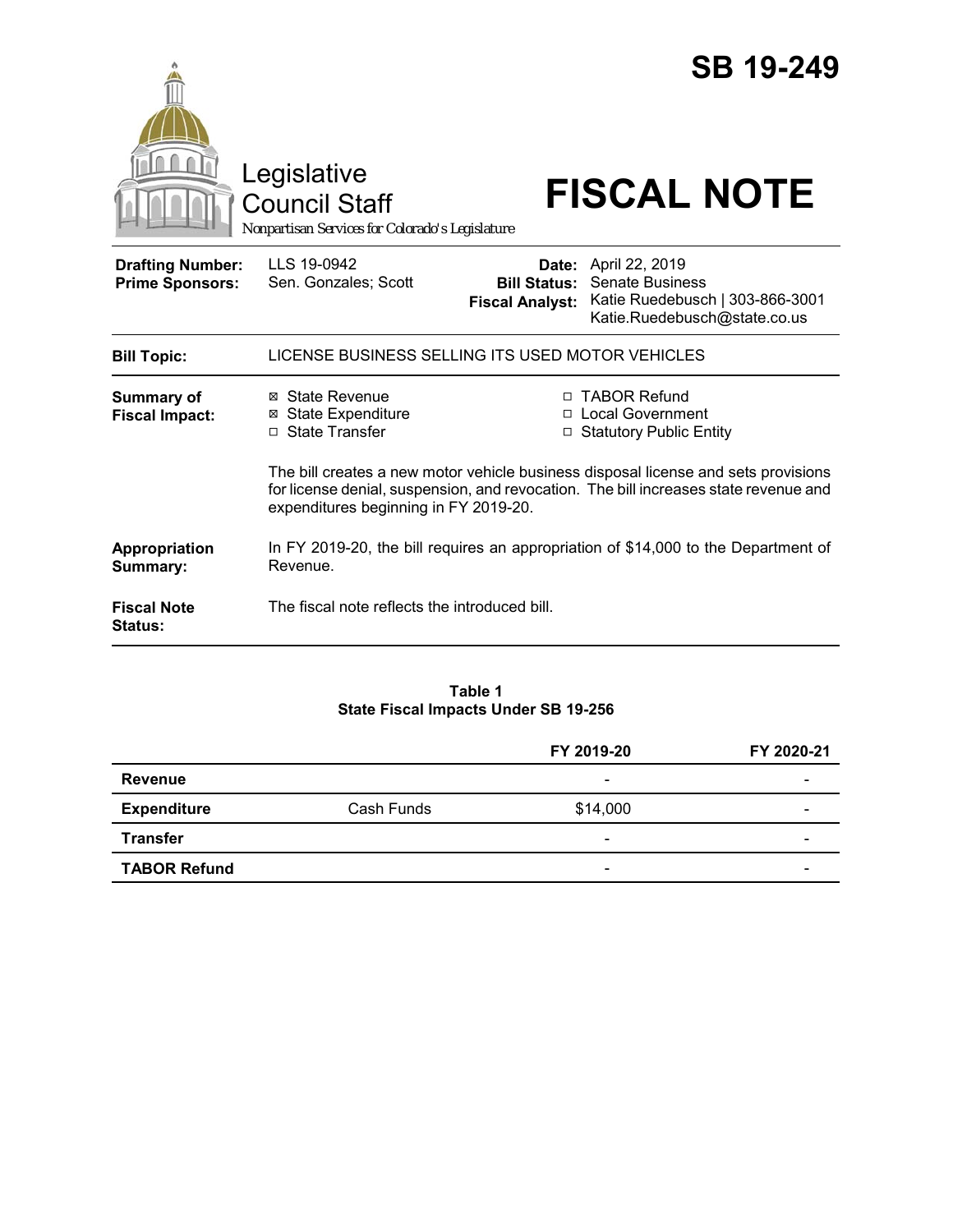# SB 19-249

Legislative Council Staff
*Nonpartisan Services for Colorado's Legislature*

# FISCAL NOTE

| | | | |
|---|---|---|---|
| **Drafting Number:** | LLS 19-0942 | **Date:** | April 22, 2019 |
| **Prime Sponsors:** | Sen. Gonzales; Scott | **Bill Status:** | Senate Business |
| | | **Fiscal Analyst:** | Katie Ruedebusch \| 303-866-3001 Katie.Ruedebusch@state.co.us |

**Bill Topic:** LICENSE BUSINESS SELLING ITS USED MOTOR VEHICLES

**Summary of Fiscal Impact:**

- ☒ State Revenue
- ☒ State Expenditure
- ☐ State Transfer
- ☐ TABOR Refund
- ☐ Local Government
- ☐ Statutory Public Entity

The bill creates a new motor vehicle business disposal license and sets provisions for license denial, suspension, and revocation. The bill increases state revenue and expenditures beginning in FY 2019-20.

**Appropriation Summary:** In FY 2019-20, the bill requires an appropriation of $14,000 to the Department of Revenue.

**Fiscal Note Status:** The fiscal note reflects the introduced bill.

**Table 1**
**State Fiscal Impacts Under SB 19-256**

| | | FY 2019-20 | FY 2020-21 |
|---|---|---|---|
| **Revenue** | | - | - |
| **Expenditure** | Cash Funds | $14,000 | - |
| **Transfer** | | - | - |
| **TABOR Refund** | | - | - |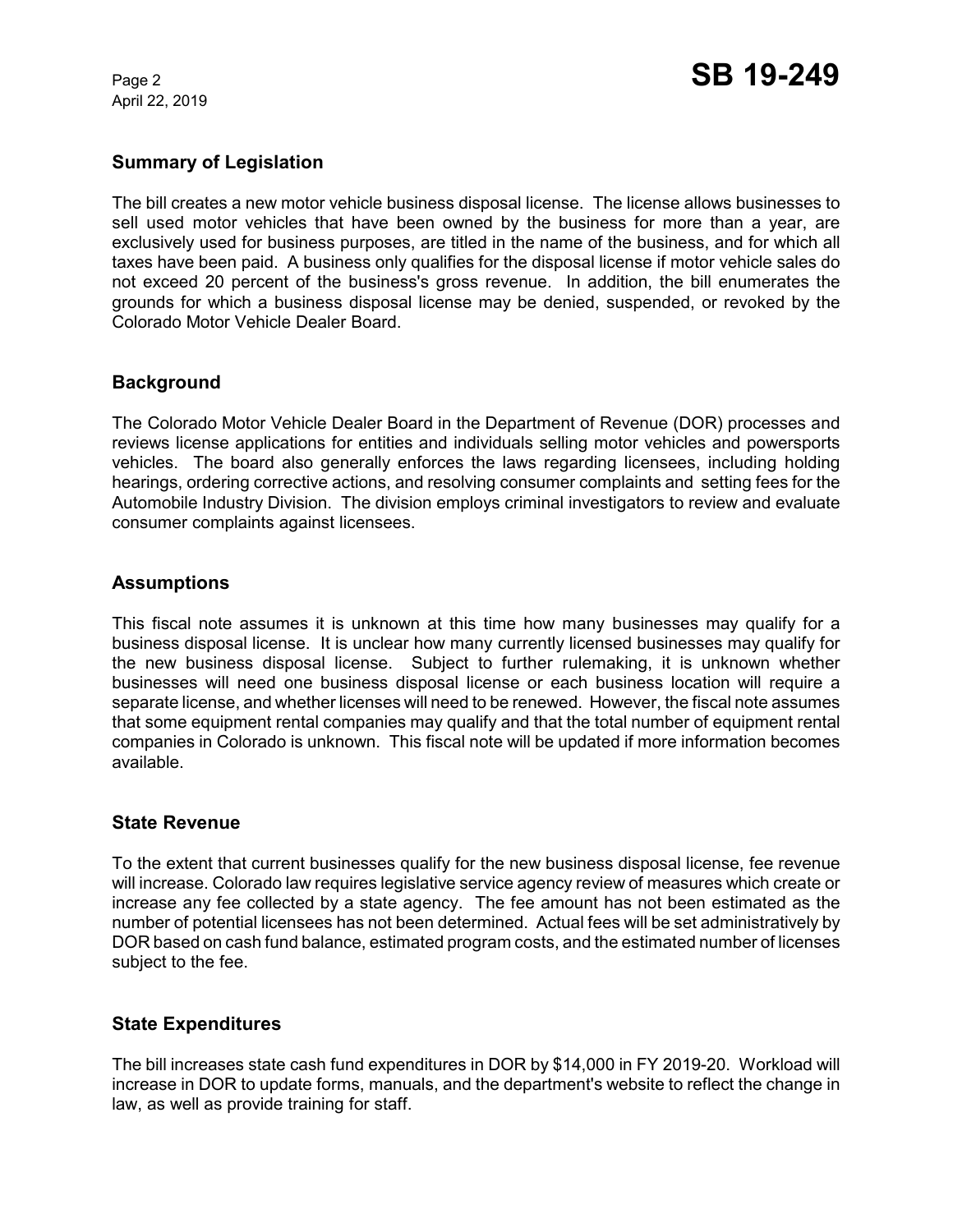## Summary of Legislation

The bill creates a new motor vehicle business disposal license. The license allows businesses to sell used motor vehicles that have been owned by the business for more than a year, are exclusively used for business purposes, are titled in the name of the business, and for which all taxes have been paid. A business only qualifies for the disposal license if motor vehicle sales do not exceed 20 percent of the business's gross revenue. In addition, the bill enumerates the grounds for which a business disposal license may be denied, suspended, or revoked by the Colorado Motor Vehicle Dealer Board.

## Background

The Colorado Motor Vehicle Dealer Board in the Department of Revenue (DOR) processes and reviews license applications for entities and individuals selling motor vehicles and powersports vehicles. The board also generally enforces the laws regarding licensees, including holding hearings, ordering corrective actions, and resolving consumer complaints and setting fees for the Automobile Industry Division. The division employs criminal investigators to review and evaluate consumer complaints against licensees.

## Assumptions

This fiscal note assumes it is unknown at this time how many businesses may qualify for a business disposal license. It is unclear how many currently licensed businesses may qualify for the new business disposal license. Subject to further rulemaking, it is unknown whether businesses will need one business disposal license or each business location will require a separate license, and whether licenses will need to be renewed. However, the fiscal note assumes that some equipment rental companies may qualify and that the total number of equipment rental companies in Colorado is unknown. This fiscal note will be updated if more information becomes available.

## State Revenue

To the extent that current businesses qualify for the new business disposal license, fee revenue will increase. Colorado law requires legislative service agency review of measures which create or increase any fee collected by a state agency. The fee amount has not been estimated as the number of potential licensees has not been determined. Actual fees will be set administratively by DOR based on cash fund balance, estimated program costs, and the estimated number of licenses subject to the fee.

## State Expenditures

The bill increases state cash fund expenditures in DOR by $14,000 in FY 2019-20. Workload will increase in DOR to update forms, manuals, and the department's website to reflect the change in law, as well as provide training for staff.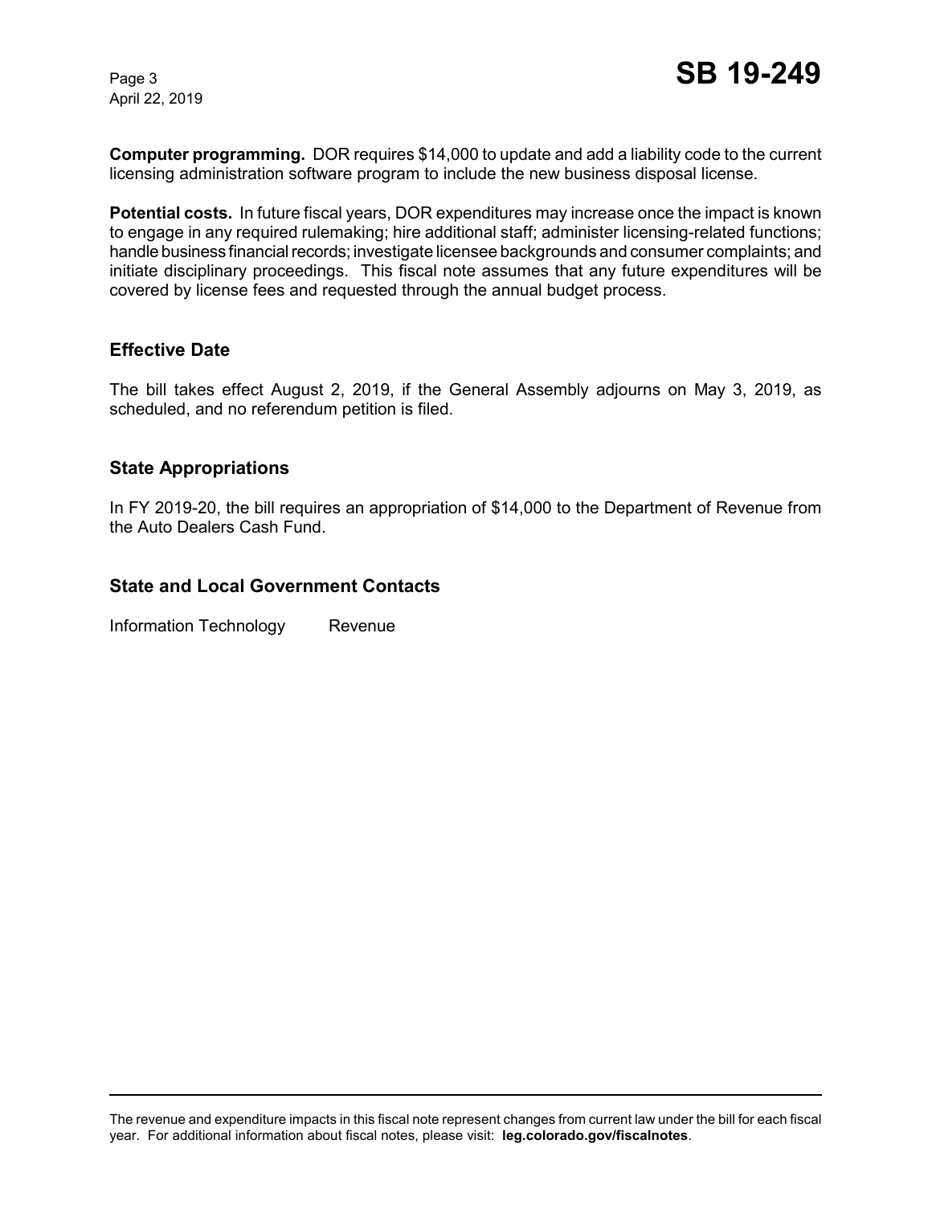**Computer programming.** DOR requires $14,000 to update and add a liability code to the current licensing administration software program to include the new business disposal license.

**Potential costs.** In future fiscal years, DOR expenditures may increase once the impact is known to engage in any required rulemaking; hire additional staff; administer licensing-related functions; handle business financial records; investigate licensee backgrounds and consumer complaints; and initiate disciplinary proceedings. This fiscal note assumes that any future expenditures will be covered by license fees and requested through the annual budget process.

## Effective Date

The bill takes effect August 2, 2019, if the General Assembly adjourns on May 3, 2019, as scheduled, and no referendum petition is filed.

## State Appropriations

In FY 2019-20, the bill requires an appropriation of $14,000 to the Department of Revenue from the Auto Dealers Cash Fund.

## State and Local Government Contacts

Information Technology Revenue

The revenue and expenditure impacts in this fiscal note represent changes from current law under the bill for each fiscal year. For additional information about fiscal notes, please visit: **leg.colorado.gov/fiscalnotes**.